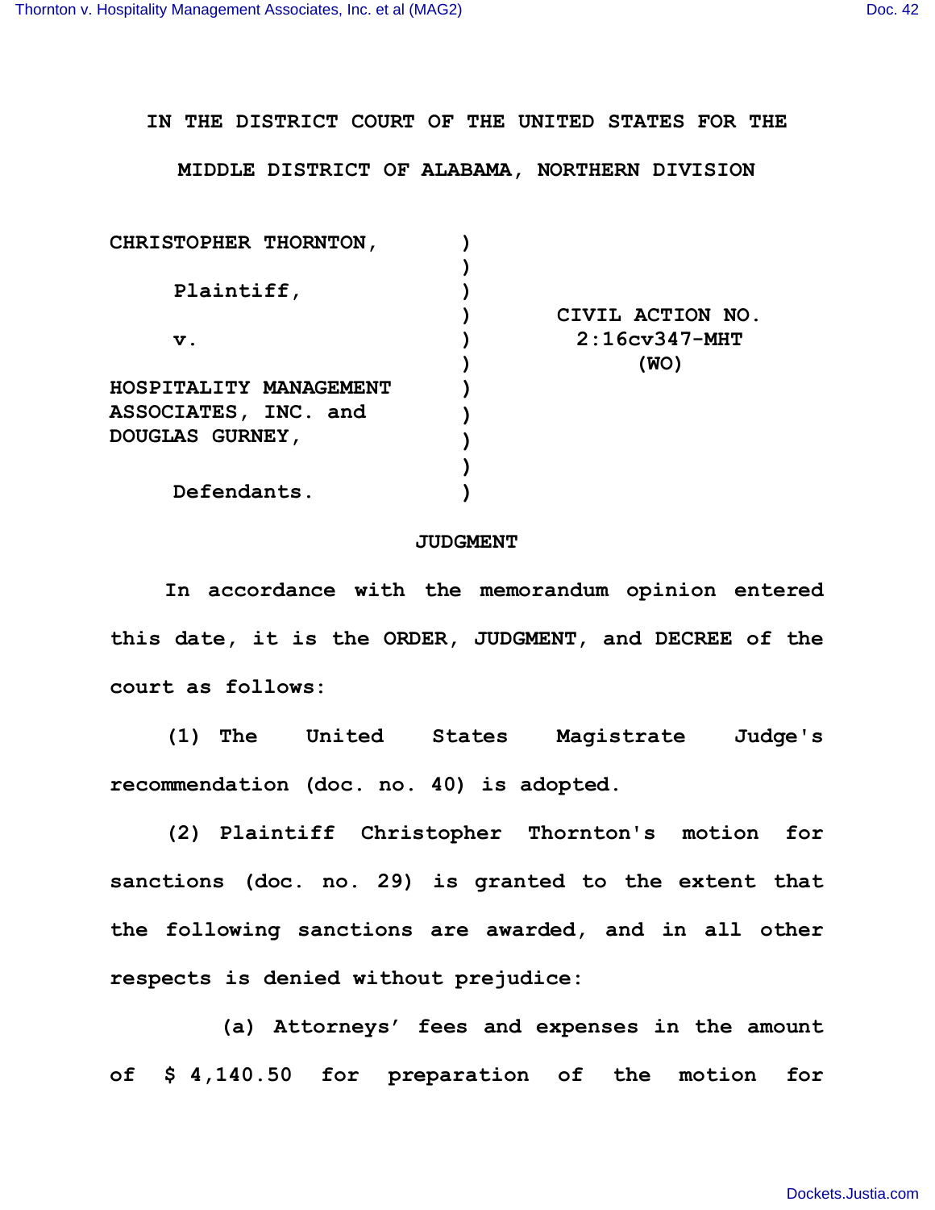IN THE DISTRICT COURT OF THE UNITED STATES FOR THE

MIDDLE DISTRICT OF ALABAMA, NORTHERN DIVISION

| | | |
|---|---|---|
| CHRISTOPHER THORNTON, | ) | |
| | ) | |
| Plaintiff, | ) | |
| | ) | CIVIL ACTION NO. |
| v. | ) | 2:16cv347-MHT |
| | ) | (WO) |
| HOSPITALITY MANAGEMENT ASSOCIATES, INC. and DOUGLAS GURNEY, | ) | |
| | ) | |
| Defendants. | ) | |

## JUDGMENT

In accordance with the memorandum opinion entered this date, it is the ORDER, JUDGMENT, and DECREE of the court as follows:

(1) The United States Magistrate Judge's recommendation (doc. no. 40) is adopted.

(2) Plaintiff Christopher Thornton's motion for sanctions (doc. no. 29) is granted to the extent that the following sanctions are awarded, and in all other respects is denied without prejudice:

(a) Attorneys' fees and expenses in the amount of $ 4,140.50 for preparation of the motion for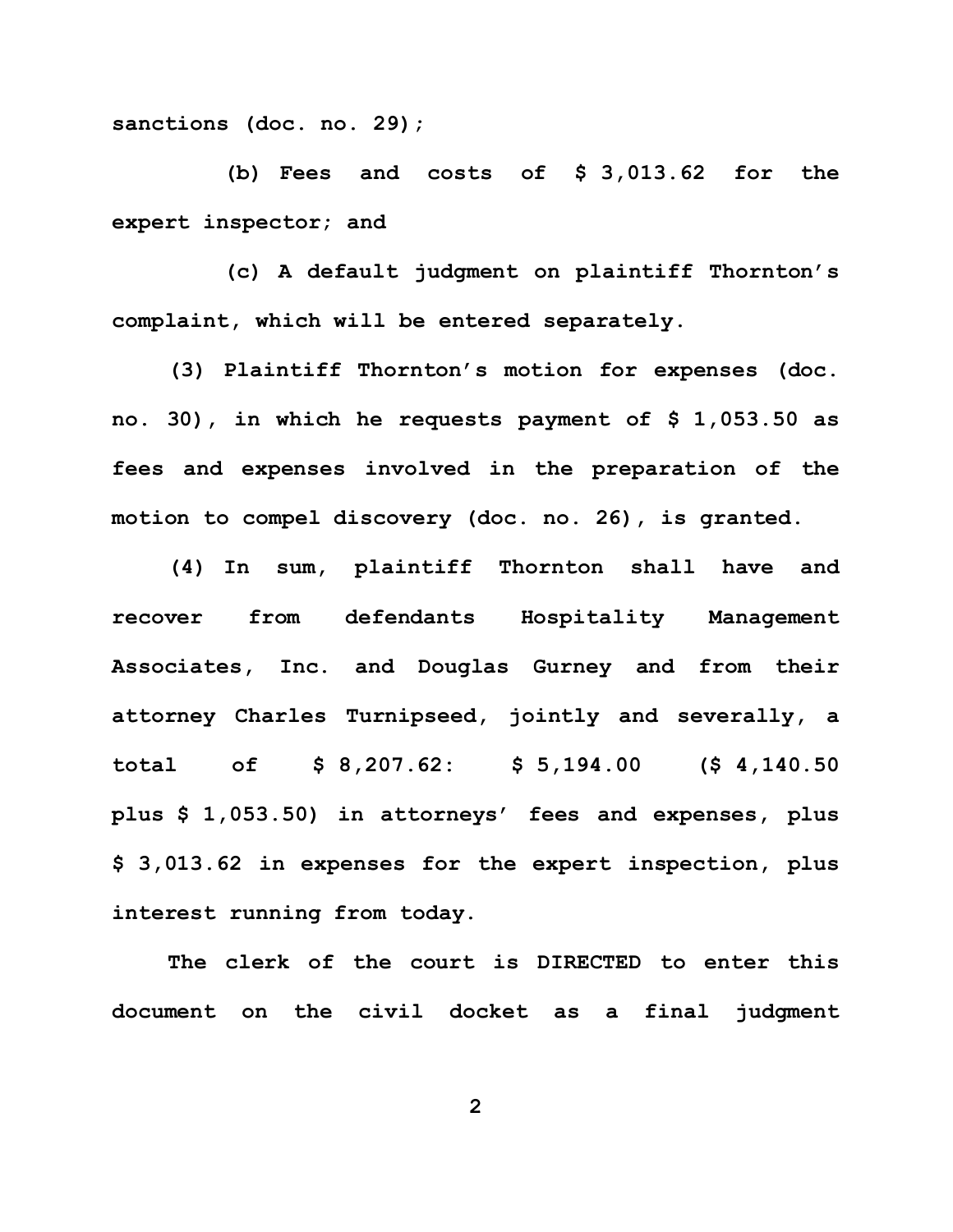**sanctions (doc. no. 29);**

**(b) Fees and costs of $ 3,013.62 for the expert inspector; and**

**(c) A default judgment on plaintiff Thornton's complaint, which will be entered separately.**

**(3) Plaintiff Thornton's motion for expenses (doc. no. 30), in which he requests payment of $ 1,053.50 as fees and expenses involved in the preparation of the motion to compel discovery (doc. no. 26), is granted.**

**(4) In sum, plaintiff Thornton shall have and recover from defendants Hospitality Management Associates, Inc. and Douglas Gurney and from their attorney Charles Turnipseed, jointly and severally, a total of $ 8,207.62: $ 5,194.00 ($ 4,140.50 plus $ 1,053.50) in attorneys' fees and expenses, plus $ 3,013.62 in expenses for the expert inspection, plus interest running from today.**

**The clerk of the court is DIRECTED to enter this document on the civil docket as a final judgment**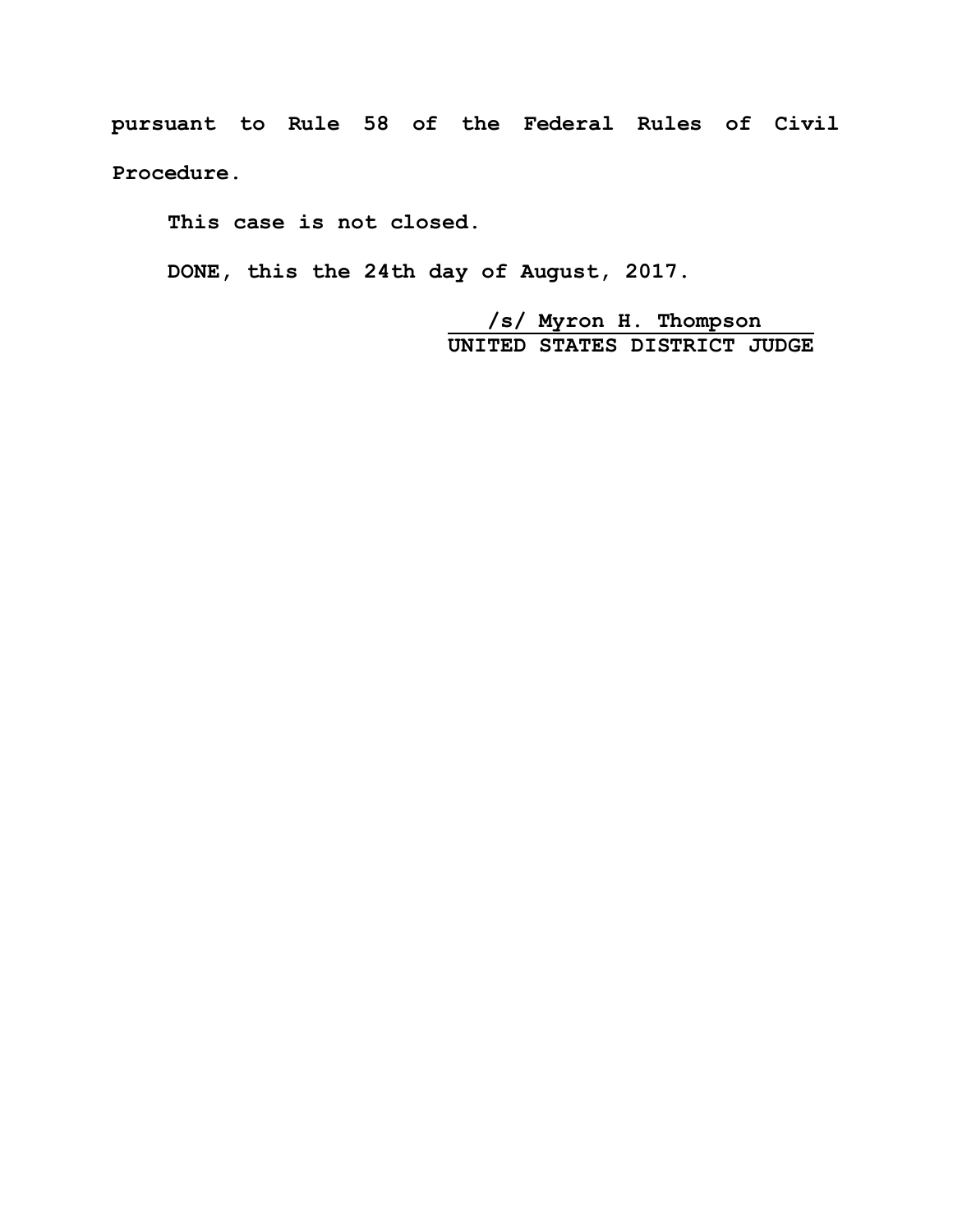**pursuant to Rule 58 of the Federal Rules of Civil Procedure.**

**This case is not closed.**

**DONE, this the 24th day of August, 2017.**

**/s/ Myron H. Thompson**
**UNITED STATES DISTRICT JUDGE**